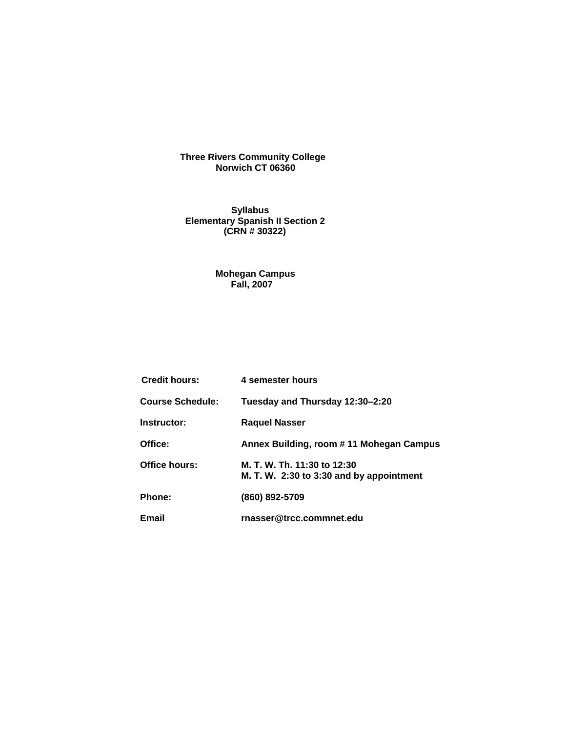**Three Rivers Community College**
**Norwich CT 06360**

**Syllabus**
**Elementary Spanish II Section 2**
**(CRN # 30322)**

**Mohegan Campus**
**Fall, 2007**

| | |
|---|---|
| **Credit hours:** | **4 semester hours** |
| **Course Schedule:** | **Tuesday and Thursday 12:30–2:20** |
| **Instructor:** | **Raquel Nasser** |
| **Office:** | **Annex Building, room # 11 Mohegan Campus** |
| **Office hours:** | **M. T. W. Th. 11:30 to 12:30**<br>**M. T. W. 2:30 to 3:30 and by appointment** |
| **Phone:** | **(860) 892-5709** |
| **Email** | **rnasser@trcc.commnet.edu** |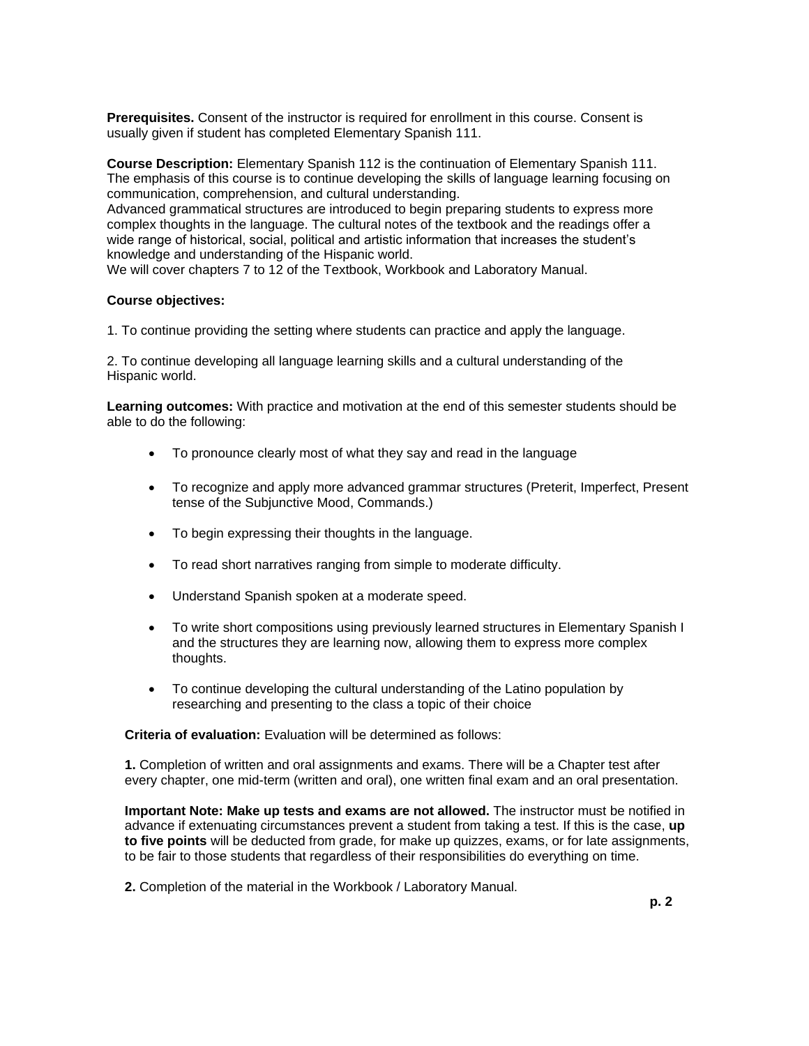**Prerequisites.** Consent of the instructor is required for enrollment in this course. Consent is usually given if student has completed Elementary Spanish 111.

**Course Description:** Elementary Spanish 112 is the continuation of Elementary Spanish 111. The emphasis of this course is to continue developing the skills of language learning focusing on communication, comprehension, and cultural understanding.
Advanced grammatical structures are introduced to begin preparing students to express more complex thoughts in the language. The cultural notes of the textbook and the readings offer a wide range of historical, social, political and artistic information that increases the student's knowledge and understanding of the Hispanic world.
We will cover chapters 7 to 12 of the Textbook, Workbook and Laboratory Manual.

**Course objectives:**

1. To continue providing the setting where students can practice and apply the language.

2. To continue developing all language learning skills and a cultural understanding of the Hispanic world.

**Learning outcomes:** With practice and motivation at the end of this semester students should be able to do the following:

- To pronounce clearly most of what they say and read in the language
- To recognize and apply more advanced grammar structures (Preterit, Imperfect, Present tense of the Subjunctive Mood, Commands.)
- To begin expressing their thoughts in the language.
- To read short narratives ranging from simple to moderate difficulty.
- Understand Spanish spoken at a moderate speed.
- To write short compositions using previously learned structures in Elementary Spanish I and the structures they are learning now, allowing them to express more complex thoughts.
- To continue developing the cultural understanding of the Latino population by researching and presenting to the class a topic of their choice

**Criteria of evaluation:** Evaluation will be determined as follows:

**1.** Completion of written and oral assignments and exams. There will be a Chapter test after every chapter, one mid-term (written and oral), one written final exam and an oral presentation.

**Important Note: Make up tests and exams are not allowed.** The instructor must be notified in advance if extenuating circumstances prevent a student from taking a test. If this is the case, **up to five points** will be deducted from grade, for make up quizzes, exams, or for late assignments, to be fair to those students that regardless of their responsibilities do everything on time.

**2.** Completion of the material in the Workbook / Laboratory Manual.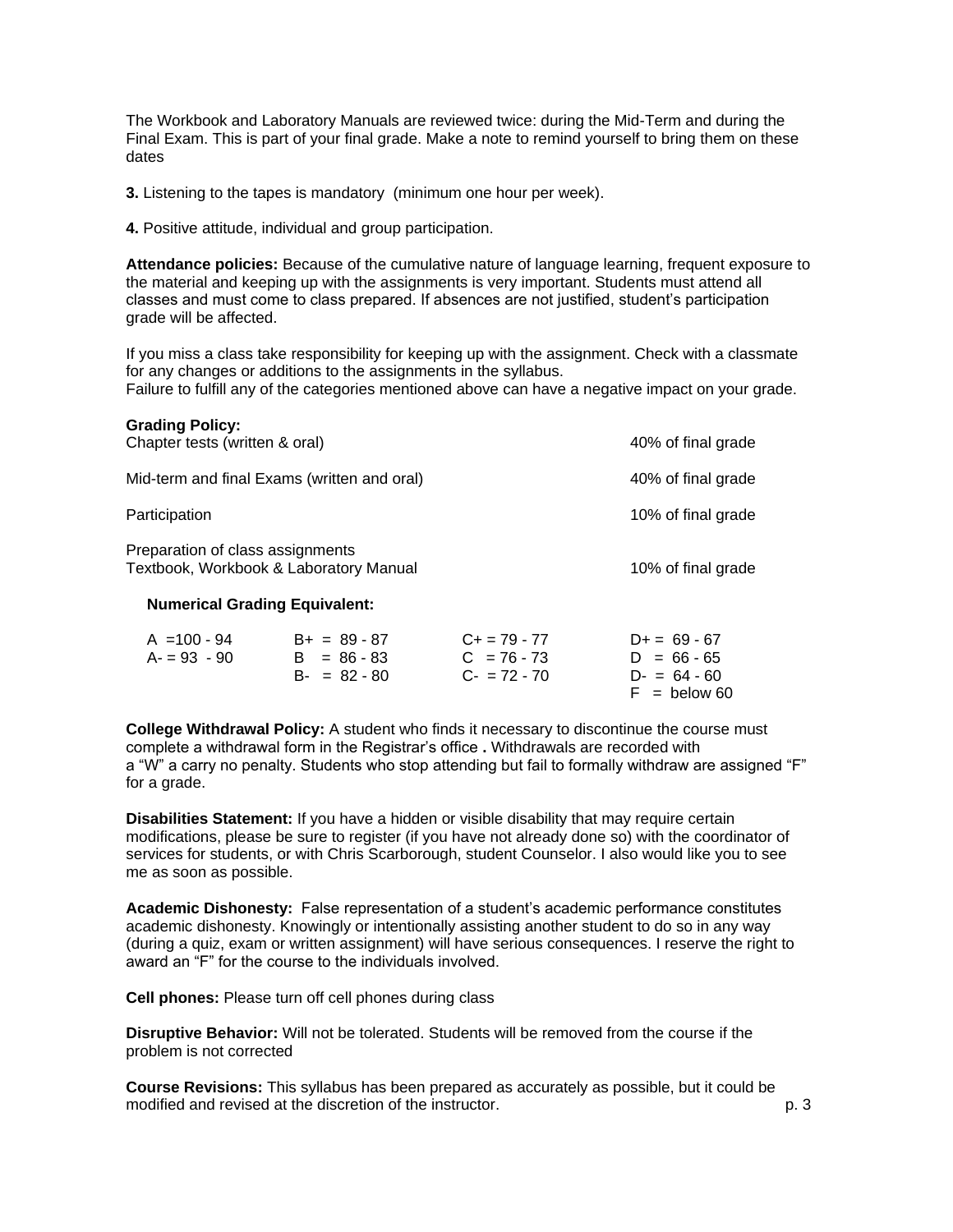The Workbook and Laboratory Manuals are reviewed twice: during the Mid-Term and during the Final Exam. This is part of your final grade. Make a note to remind yourself to bring them on these dates

**3.** Listening to the tapes is mandatory (minimum one hour per week).

**4.** Positive attitude, individual and group participation.

**Attendance policies:** Because of the cumulative nature of language learning, frequent exposure to the material and keeping up with the assignments is very important. Students must attend all classes and must come to class prepared. If absences are not justified, student's participation grade will be affected.

If you miss a class take responsibility for keeping up with the assignment. Check with a classmate for any changes or additions to the assignments in the syllabus.
Failure to fulfill any of the categories mentioned above can have a negative impact on your grade.

**Grading Policy:**

| | |
|---|---|
| Chapter tests (written & oral) | 40% of final grade |
| Mid-term and final Exams (written and oral) | 40% of final grade |
| Participation | 10% of final grade |
| Preparation of class assignments<br>Textbook, Workbook & Laboratory Manual | 10% of final grade |

**Numerical Grading Equivalent:**

| | | | |
|---|---|---|---|
| A =100 - 94 | B+ = 89 - 87 | C+ = 79 - 77 | D+ = 69 - 67 |
| A- = 93 - 90 | B = 86 - 83 | C = 76 - 73 | D = 66 - 65 |
| | B- = 82 - 80 | C- = 72 - 70 | D- = 64 - 60 |
| | | | F = below 60 |

**College Withdrawal Policy:** A student who finds it necessary to discontinue the course must complete a withdrawal form in the Registrar's office **.** Withdrawals are recorded with a "W" a carry no penalty. Students who stop attending but fail to formally withdraw are assigned "F" for a grade.

**Disabilities Statement:** If you have a hidden or visible disability that may require certain modifications, please be sure to register (if you have not already done so) with the coordinator of services for students, or with Chris Scarborough, student Counselor. I also would like you to see me as soon as possible.

**Academic Dishonesty:** False representation of a student's academic performance constitutes academic dishonesty. Knowingly or intentionally assisting another student to do so in any way (during a quiz, exam or written assignment) will have serious consequences. I reserve the right to award an "F" for the course to the individuals involved.

**Cell phones:** Please turn off cell phones during class

**Disruptive Behavior:** Will not be tolerated. Students will be removed from the course if the problem is not corrected

**Course Revisions:** This syllabus has been prepared as accurately as possible, but it could be modified and revised at the discretion of the instructor.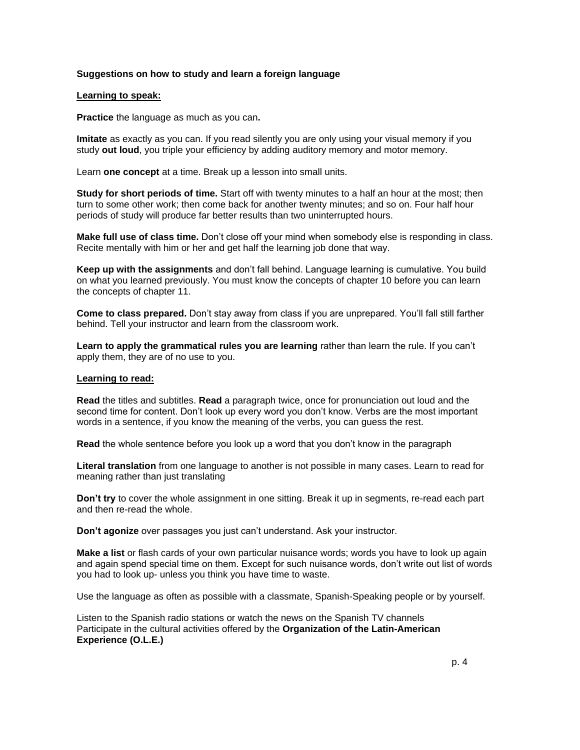**Suggestions on how to study and learn a foreign language**

**Learning to speak:**

**Practice** the language as much as you can**.**

**Imitate** as exactly as you can. If you read silently you are only using your visual memory if you study **out loud**, you triple your efficiency by adding auditory memory and motor memory.

Learn **one concept** at a time. Break up a lesson into small units.

**Study for short periods of time.** Start off with twenty minutes to a half an hour at the most; then turn to some other work; then come back for another twenty minutes; and so on. Four half hour periods of study will produce far better results than two uninterrupted hours.

**Make full use of class time.** Don't close off your mind when somebody else is responding in class. Recite mentally with him or her and get half the learning job done that way.

**Keep up with the assignments** and don't fall behind. Language learning is cumulative. You build on what you learned previously. You must know the concepts of chapter 10 before you can learn the concepts of chapter 11.

**Come to class prepared.** Don't stay away from class if you are unprepared. You'll fall still farther behind. Tell your instructor and learn from the classroom work.

**Learn to apply the grammatical rules you are learning** rather than learn the rule. If you can't apply them, they are of no use to you.

**Learning to read:**

**Read** the titles and subtitles. **Read** a paragraph twice, once for pronunciation out loud and the second time for content. Don't look up every word you don't know. Verbs are the most important words in a sentence, if you know the meaning of the verbs, you can guess the rest.

**Read** the whole sentence before you look up a word that you don't know in the paragraph

**Literal translation** from one language to another is not possible in many cases. Learn to read for meaning rather than just translating

**Don't try** to cover the whole assignment in one sitting. Break it up in segments, re-read each part and then re-read the whole.

**Don't agonize** over passages you just can't understand. Ask your instructor.

**Make a list** or flash cards of your own particular nuisance words; words you have to look up again and again spend special time on them. Except for such nuisance words, don't write out list of words you had to look up- unless you think you have time to waste.

Use the language as often as possible with a classmate, Spanish-Speaking people or by yourself.

Listen to the Spanish radio stations or watch the news on the Spanish TV channels
Participate in the cultural activities offered by the **Organization of the Latin-American Experience (O.L.E.)**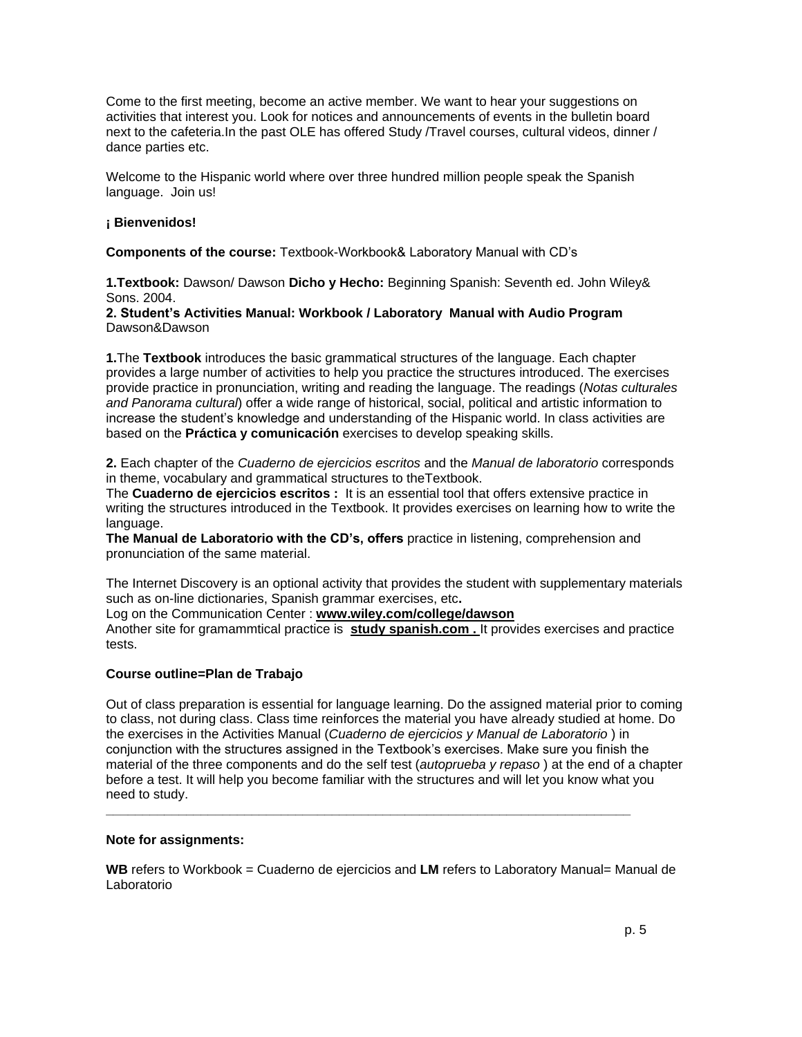Come to the first meeting, become an active member. We want to hear your suggestions on activities that interest you. Look for notices and announcements of events in the bulletin board next to the cafeteria.In the past OLE has offered Study /Travel courses, cultural videos, dinner / dance parties etc.

Welcome to the Hispanic world where over three hundred million people speak the Spanish language.  Join us!

**¡ Bienvenidos!**

**Components of the course:** Textbook-Workbook& Laboratory Manual with CD's

**1.Textbook:** Dawson/ Dawson **Dicho y Hecho:** Beginning Spanish: Seventh ed. John Wiley& Sons. 2004.
**2. Student's Activities Manual: Workbook / Laboratory  Manual with Audio Program** Dawson&Dawson

**1.**The **Textbook** introduces the basic grammatical structures of the language. Each chapter provides a large number of activities to help you practice the structures introduced. The exercises provide practice in pronunciation, writing and reading the language. The readings (*Notas culturales and Panorama cultural*) offer a wide range of historical, social, political and artistic information to increase the student's knowledge and understanding of the Hispanic world. In class activities are based on the **Práctica y comunicación** exercises to develop speaking skills.

**2.** Each chapter of the *Cuaderno de ejercicios escritos* and the *Manual de laboratorio* corresponds in theme, vocabulary and grammatical structures to theTextbook.
The **Cuaderno de ejercicios escritos :** It is an essential tool that offers extensive practice in writing the structures introduced in the Textbook. It provides exercises on learning how to write the language.
**The Manual de Laboratorio with the CD's, offers** practice in listening, comprehension and pronunciation of the same material.

The Internet Discovery is an optional activity that provides the student with supplementary materials such as on-line dictionaries, Spanish grammar exercises, etc**.**
Log on the Communication Center : **www.wiley.com/college/dawson**
Another site for gramammtical practice is **study spanish.com .** It provides exercises and practice tests.

**Course outline=Plan de Trabajo**

Out of class preparation is essential for language learning. Do the assigned material prior to coming to class, not during class. Class time reinforces the material you have already studied at home. Do the exercises in the Activities Manual (*Cuaderno de ejercicios y Manual de Laboratorio* ) in conjunction with the structures assigned in the Textbook's exercises. Make sure you finish the material of the three components and do the self test (*autoprueba y repaso* ) at the end of a chapter before a test. It will help you become familiar with the structures and will let you know what you need to study.

---

**Note for assignments:**

**WB** refers to Workbook = Cuaderno de ejercicios and **LM** refers to Laboratory Manual= Manual de Laboratorio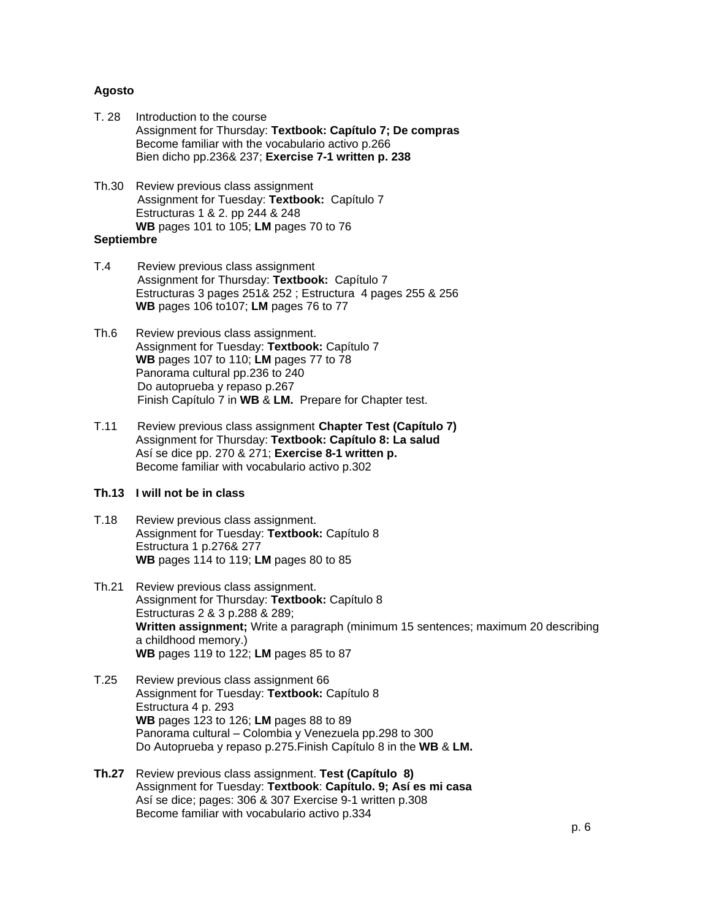**Agosto**

T. 28 Introduction to the course
Assignment for Thursday: **Textbook: Capítulo 7; De compras**
Become familiar with the vocabulario activo p.266
Bien dicho pp.236& 237; **Exercise 7-1 written p. 238**

Th.30 Review previous class assignment
Assignment for Tuesday: **Textbook:** Capítulo 7
Estructuras 1 & 2. pp 244 & 248
**WB** pages 101 to 105; **LM** pages 70 to 76

**Septiembre**

T.4 Review previous class assignment
Assignment for Thursday: **Textbook:** Capítulo 7
Estructuras 3 pages 251& 252 ; Estructura 4 pages 255 & 256
**WB** pages 106 to107; **LM** pages 76 to 77

Th.6 Review previous class assignment.
Assignment for Tuesday: **Textbook:** Capítulo 7
**WB** pages 107 to 110; **LM** pages 77 to 78
Panorama cultural pp.236 to 240
Do autoprueba y repaso p.267
Finish Capítulo 7 in **WB** & **LM.** Prepare for Chapter test.

T.11 Review previous class assignment **Chapter Test (Capítulo 7)**
Assignment for Thursday: **Textbook: Capítulo 8: La salud**
Así se dice pp. 270 & 271; **Exercise 8-1 written p.**
Become familiar with vocabulario activo p.302

**Th.13 I will not be in class**

T.18 Review previous class assignment.
Assignment for Tuesday: **Textbook:** Capítulo 8
Estructura 1 p.276& 277
**WB** pages 114 to 119; **LM** pages 80 to 85

Th.21 Review previous class assignment.
Assignment for Thursday: **Textbook:** Capítulo 8
Estructuras 2 & 3 p.288 & 289;
**Written assignment;** Write a paragraph (minimum 15 sentences; maximum 20 describing a childhood memory.)
**WB** pages 119 to 122; **LM** pages 85 to 87

T.25 Review previous class assignment 66
Assignment for Tuesday: **Textbook:** Capítulo 8
Estructura 4 p. 293
**WB** pages 123 to 126; **LM** pages 88 to 89
Panorama cultural – Colombia y Venezuela pp.298 to 300
Do Autoprueba y repaso p.275.Finish Capítulo 8 in the **WB** & **LM.**

**Th.27** Review previous class assignment. **Test (Capítulo 8)**
Assignment for Tuesday: **Textbook**: **Capítulo. 9; Así es mi casa**
Así se dice; pages: 306 & 307 Exercise 9-1 written p.308
Become familiar with vocabulario activo p.334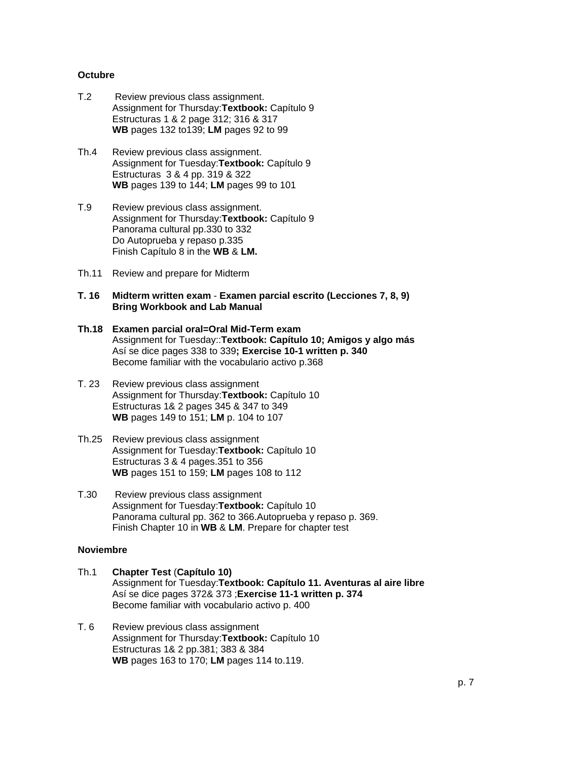**Octubre**

T.2 Review previous class assignment.
Assignment for Thursday:**Textbook:** Capítulo 9
Estructuras 1 & 2 page 312; 316 & 317
**WB** pages 132 to139; **LM** pages 92 to 99

Th.4 Review previous class assignment.
Assignment for Tuesday:**Textbook:** Capítulo 9
Estructuras 3 & 4 pp. 319 & 322
**WB** pages 139 to 144; **LM** pages 99 to 101

T.9 Review previous class assignment.
Assignment for Thursday:**Textbook:** Capítulo 9
Panorama cultural pp.330 to 332
Do Autoprueba y repaso p.335
Finish Capítulo 8 in the **WB** & **LM.**

Th.11 Review and prepare for Midterm

**T. 16 Midterm written exam** - **Examen parcial escrito (Lecciones 7, 8, 9)**
**Bring Workbook and Lab Manual**

**Th.18 Examen parcial oral=Oral Mid-Term exam**
Assignment for Tuesday::**Textbook: Capítulo 10; Amigos y algo más**
Así se dice pages 338 to 339**; Exercise 10-1 written p. 340**
Become familiar with the vocabulario activo p.368

T. 23 Review previous class assignment
Assignment for Thursday:**Textbook:** Capítulo 10
Estructuras 1& 2 pages 345 & 347 to 349
**WB** pages 149 to 151; **LM** p. 104 to 107

Th.25 Review previous class assignment
Assignment for Tuesday:**Textbook:** Capítulo 10
Estructuras 3 & 4 pages.351 to 356
**WB** pages 151 to 159; **LM** pages 108 to 112

T.30 Review previous class assignment
Assignment for Tuesday:**Textbook:** Capítulo 10
Panorama cultural pp. 362 to 366.Autoprueba y repaso p. 369.
Finish Chapter 10 in **WB** & **LM**. Prepare for chapter test

**Noviembre**

Th.1 **Chapter Test** (**Capítulo 10)**
Assignment for Tuesday:**Textbook: Capítulo 11. Aventuras al aire libre**
Así se dice pages 372& 373 ;**Exercise 11-1 written p. 374**
Become familiar with vocabulario activo p. 400

T. 6 Review previous class assignment
Assignment for Thursday:**Textbook:** Capítulo 10
Estructuras 1& 2 pp.381; 383 & 384
**WB** pages 163 to 170; **LM** pages 114 to.119.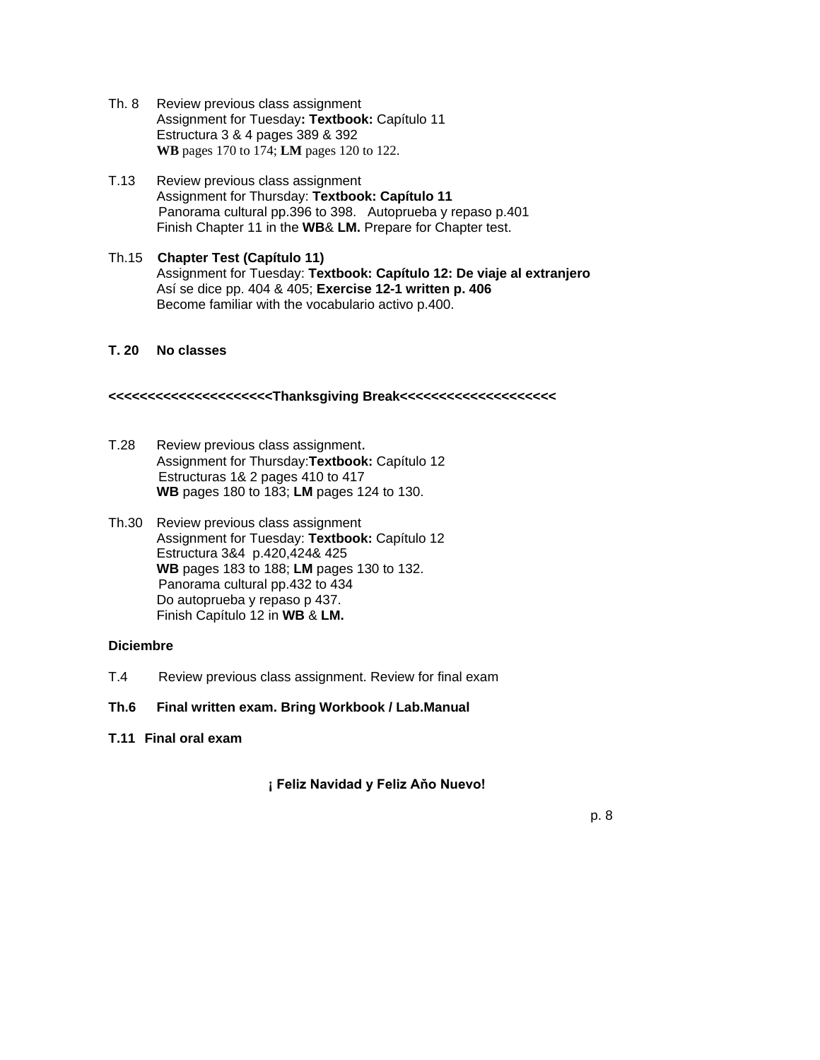Th. 8 Review previous class assignment
Assignment for Tuesday**: Textbook:** Capítulo 11
Estructura 3 & 4 pages 389 & 392
**WB** pages 170 to 174; **LM** pages 120 to 122.

T.13 Review previous class assignment
Assignment for Thursday: **Textbook: Capítulo 11**
Panorama cultural pp.396 to 398. Autoprueba y repaso p.401
Finish Chapter 11 in the **WB**& **LM.** Prepare for Chapter test.

Th.15 **Chapter Test (Capítulo 11)**
Assignment for Tuesday: **Textbook: Capítulo 12: De viaje al extranjero**
Así se dice pp. 404 & 405; **Exercise 12-1 written p. 406**
Become familiar with the vocabulario activo p.400.

**T. 20 No classes**

**<<<<<<<<<<<<<<<<<<<<Thanksgiving Break<<<<<<<<<<<<<<<<<<<<**

T.28 Review previous class assignment.
Assignment for Thursday:**Textbook:** Capítulo 12
Estructuras 1& 2 pages 410 to 417
**WB** pages 180 to 183; **LM** pages 124 to 130.

Th.30 Review previous class assignment
Assignment for Tuesday: **Textbook:** Capítulo 12
Estructura 3&4 p.420,424& 425
**WB** pages 183 to 188; **LM** pages 130 to 132.
Panorama cultural pp.432 to 434
Do autoprueba y repaso p 437.
Finish Capítulo 12 in **WB** & **LM.**

**Diciembre**

T.4 Review previous class assignment. Review for final exam

**Th.6 Final written exam. Bring Workbook / Lab.Manual**

**T.11 Final oral exam**

**¡ Feliz Navidad y Feliz Aňo Nuevo!**